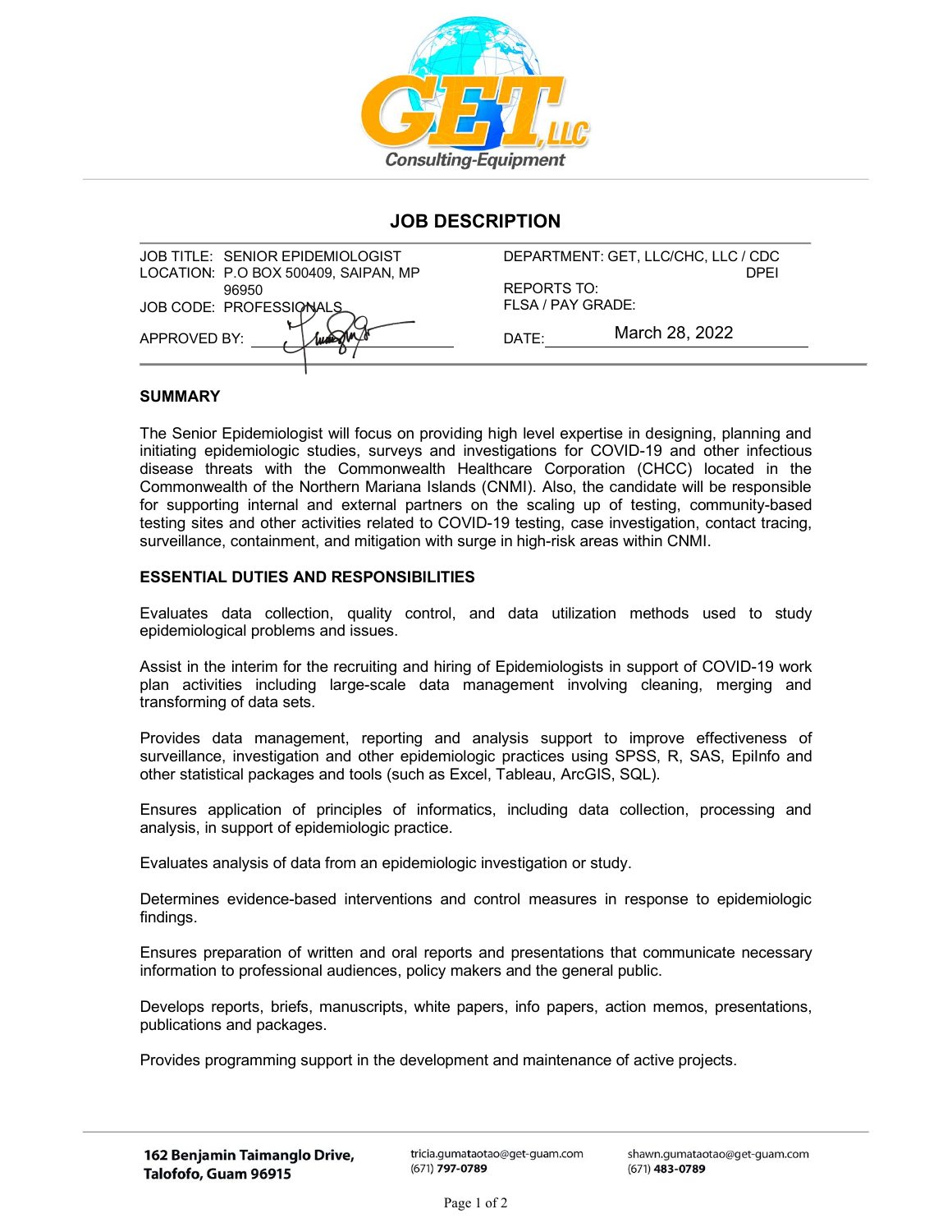GET, LLC

Consulting-Equipment

# JOB DESCRIPTION

| | |
|---|---|
| JOB TITLE: SENIOR EPIDEMIOLOGIST | DEPARTMENT: GET, LLC/CHC, LLC / CDC DPEI |
| LOCATION: P.O BOX 500409, SAIPAN, MP 96950 | REPORTS TO: |
| JOB CODE: PROFESSIONALS | FLSA / PAY GRADE: |
| APPROVED BY: | DATE: March 28, 2022 |

## SUMMARY

The Senior Epidemiologist will focus on providing high level expertise in designing, planning and initiating epidemiologic studies, surveys and investigations for COVID-19 and other infectious disease threats with the Commonwealth Healthcare Corporation (CHCC) located in the Commonwealth of the Northern Mariana Islands (CNMI). Also, the candidate will be responsible for supporting internal and external partners on the scaling up of testing, community-based testing sites and other activities related to COVID-19 testing, case investigation, contact tracing, surveillance, containment, and mitigation with surge in high-risk areas within CNMI.

## ESSENTIAL DUTIES AND RESPONSIBILITIES

Evaluates data collection, quality control, and data utilization methods used to study epidemiological problems and issues.

Assist in the interim for the recruiting and hiring of Epidemiologists in support of COVID-19 work plan activities including large-scale data management involving cleaning, merging and transforming of data sets.

Provides data management, reporting and analysis support to improve effectiveness of surveillance, investigation and other epidemiologic practices using SPSS, R, SAS, EpiInfo and other statistical packages and tools (such as Excel, Tableau, ArcGIS, SQL).

Ensures application of principles of informatics, including data collection, processing and analysis, in support of epidemiologic practice.

Evaluates analysis of data from an epidemiologic investigation or study.

Determines evidence-based interventions and control measures in response to epidemiologic findings.

Ensures preparation of written and oral reports and presentations that communicate necessary information to professional audiences, policy makers and the general public.

Develops reports, briefs, manuscripts, white papers, info papers, action memos, presentations, publications and packages.

Provides programming support in the development and maintenance of active projects.

162 Benjamin Taimanglo Drive, Talofofo, Guam 96915

tricia.gumataotao@get-guam.com (671) 797-0789

shawn.gumataotao@get-guam.com (671) 483-0789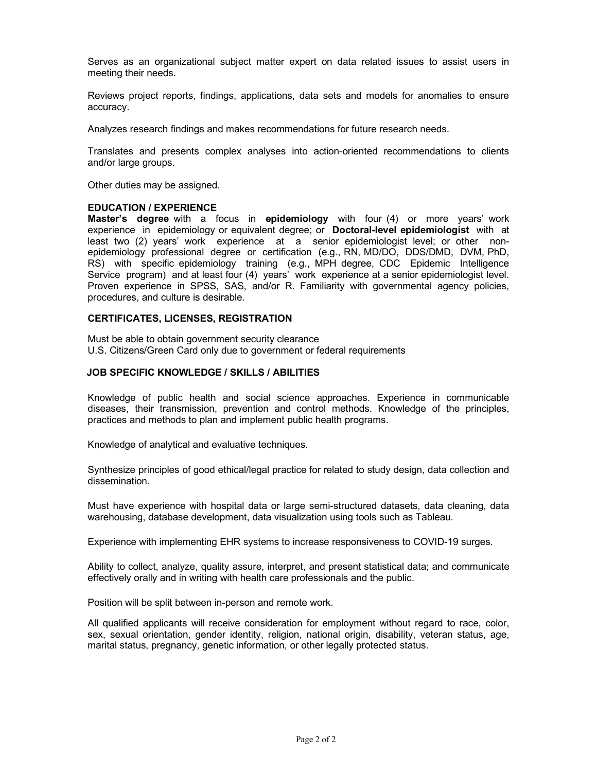Serves as an organizational subject matter expert on data related issues to assist users in meeting their needs.

Reviews project reports, findings, applications, data sets and models for anomalies to ensure accuracy.

Analyzes research findings and makes recommendations for future research needs.

Translates and presents complex analyses into action-oriented recommendations to clients and/or large groups.

Other duties may be assigned.

**EDUCATION / EXPERIENCE**

**Master's degree** with a focus in **epidemiology** with four (4) or more years' work experience in epidemiology or equivalent degree; or **Doctoral-level epidemiologist** with at least two (2) years' work experience at a senior epidemiologist level; or other non-epidemiology professional degree or certification (e.g., RN, MD/DO, DDS/DMD, DVM, PhD, RS) with specific epidemiology training (e.g., MPH degree, CDC Epidemic Intelligence Service program) and at least four (4) years' work experience at a senior epidemiologist level. Proven experience in SPSS, SAS, and/or R. Familiarity with governmental agency policies, procedures, and culture is desirable.

**CERTIFICATES, LICENSES, REGISTRATION**

Must be able to obtain government security clearance
U.S. Citizens/Green Card only due to government or federal requirements

**JOB SPECIFIC KNOWLEDGE / SKILLS / ABILITIES**

Knowledge of public health and social science approaches. Experience in communicable diseases, their transmission, prevention and control methods. Knowledge of the principles, practices and methods to plan and implement public health programs.

Knowledge of analytical and evaluative techniques.

Synthesize principles of good ethical/legal practice for related to study design, data collection and dissemination.

Must have experience with hospital data or large semi-structured datasets, data cleaning, data warehousing, database development, data visualization using tools such as Tableau.

Experience with implementing EHR systems to increase responsiveness to COVID-19 surges.

Ability to collect, analyze, quality assure, interpret, and present statistical data; and communicate effectively orally and in writing with health care professionals and the public.

Position will be split between in-person and remote work.

All qualified applicants will receive consideration for employment without regard to race, color, sex, sexual orientation, gender identity, religion, national origin, disability, veteran status, age, marital status, pregnancy, genetic information, or other legally protected status.